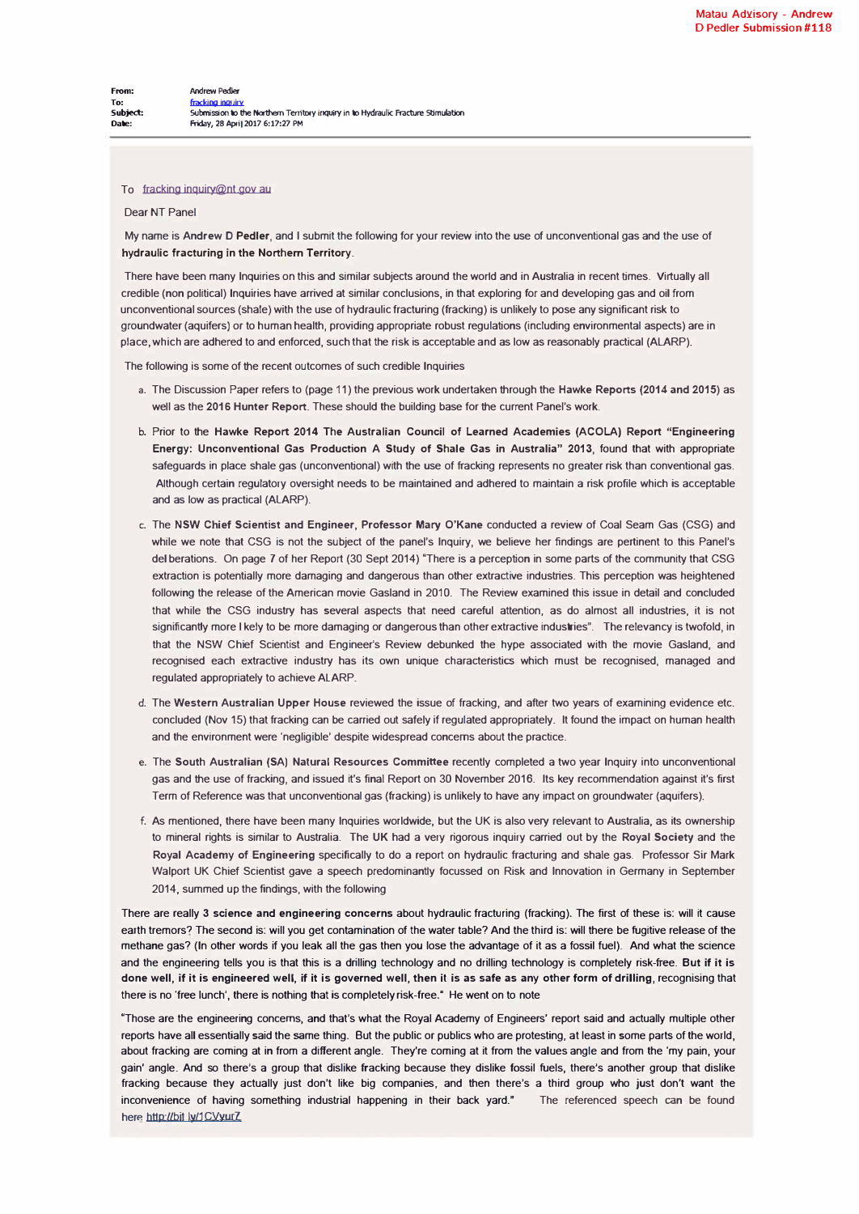Matau Advisory - Andrew D Pedler Submission #118

**From:** Andrew Pedler
**To:** fracking inquiry
**Subject:** Submission to the Northern Territory inquiry in to Hydraulic Fracture Stimulation
**Date:** Friday, 28 April 2017 6:17:27 PM

---

To fracking.inquiry@nt.gov.au

Dear NT Panel

My name is **Andrew D Pedler**, and I submit the following for your review into the use of unconventional gas and the use of **hydraulic fracturing in the Northern Territory**.

There have been many Inquiries on this and similar subjects around the world and in Australia in recent times. Virtually all credible (non political) Inquiries have arrived at similar conclusions, in that exploring for and developing gas and oil from unconventional sources (shale) with the use of hydraulic fracturing (fracking) is unlikely to pose any significant risk to groundwater (aquifers) or to human health, providing appropriate robust regulations (including environmental aspects) are in place, which are adhered to and enforced, such that the risk is acceptable and as low as reasonably practical (ALARP).

The following is some of the recent outcomes of such credible Inquiries

a. The Discussion Paper refers to (page 11) the previous work undertaken through the **Hawke Reports (2014 and 2015)** as well as the **2016 Hunter Report**. These should the building base for the current Panel's work.

b. Prior to the **Hawke Report 2014 The Australian Council of Learned Academies (ACOLA) Report "Engineering Energy: Unconventional Gas Production A Study of Shale Gas in Australia" 2013**, found that with appropriate safeguards in place shale gas (unconventional) with the use of fracking represents no greater risk than conventional gas. Although certain regulatory oversight needs to be maintained and adhered to maintain a risk profile which is acceptable and as low as practical (ALARP).

c. The **NSW Chief Scientist and Engineer, Professor Mary O'Kane** conducted a review of Coal Seam Gas (CSG) and while we note that CSG is not the subject of the panel's Inquiry, we believe her findings are pertinent to this Panel's del berations. On page 7 of her Report (30 Sept 2014) "There is a perception in some parts of the community that CSG extraction is potentially more damaging and dangerous than other extractive industries. This perception was heightened following the release of the American movie Gasland in 2010. The Review examined this issue in detail and concluded that while the CSG industry has several aspects that need careful attention, as do almost all industries, it is not significantly more l kely to be more damaging or dangerous than other extractive industries". The relevancy is twofold, in that the NSW Chief Scientist and Engineer's Review debunked the hype associated with the movie Gasland, and recognised each extractive industry has its own unique characteristics which must be recognised, managed and regulated appropriately to achieve ALARP.

d. The **Western Australian Upper House** reviewed the issue of fracking, and after two years of examining evidence etc. concluded (Nov 15) that fracking can be carried out safely if regulated appropriately. It found the impact on human health and the environment were 'negligible' despite widespread concerns about the practice.

e. The **South Australian (SA) Natural Resources Committee** recently completed a two year Inquiry into unconventional gas and the use of fracking, and issued it's final Report on 30 November 2016. Its key recommendation against it's first Term of Reference was that unconventional gas (fracking) is unlikely to have any impact on groundwater (aquifers).

f. As mentioned, there have been many Inquiries worldwide, but the UK is also very relevant to Australia, as its ownership to mineral rights is similar to Australia. The UK had a very rigorous inquiry carried out by the **Royal Society** and the **Royal Academy of Engineering** specifically to do a report on hydraulic fracturing and shale gas. Professor Sir Mark Walport UK Chief Scientist gave a speech predominantly focussed on Risk and Innovation in Germany in September 2014, summed up the findings, with the following

There are really **3 science and engineering concerns** about hydraulic fracturing (fracking). The first of these is: will it cause earth tremors? The second is: will you get contamination of the water table? And the third is: will there be fugitive release of the methane gas? (In other words if you leak all the gas then you lose the advantage of it as a fossil fuel). And what the science and the engineering tells you is that this is a drilling technology and no drilling technology is completely risk-free. **But if it is done well, if it is engineered well, if it is governed well, then it is as safe as any other form of drilling**, recognising that there is no 'free lunch', there is nothing that is completely risk-free." He went on to note

"Those are the engineering concerns, and that's what the Royal Academy of Engineers' report said and actually multiple other reports have all essentially said the same thing. But the public or publics who are protesting, at least in some parts of the world, about fracking are coming at in from a different angle. They're coming at it from the values angle and from the 'my pain, your gain' angle. And so there's a group that dislike fracking because they dislike fossil fuels, there's another group that dislike fracking because they actually just don't like big companies, and then there's a third group who just don't want the inconvenience of having something industrial happening in their back yard." The referenced speech can be found here http://bit.ly/1CVyurZ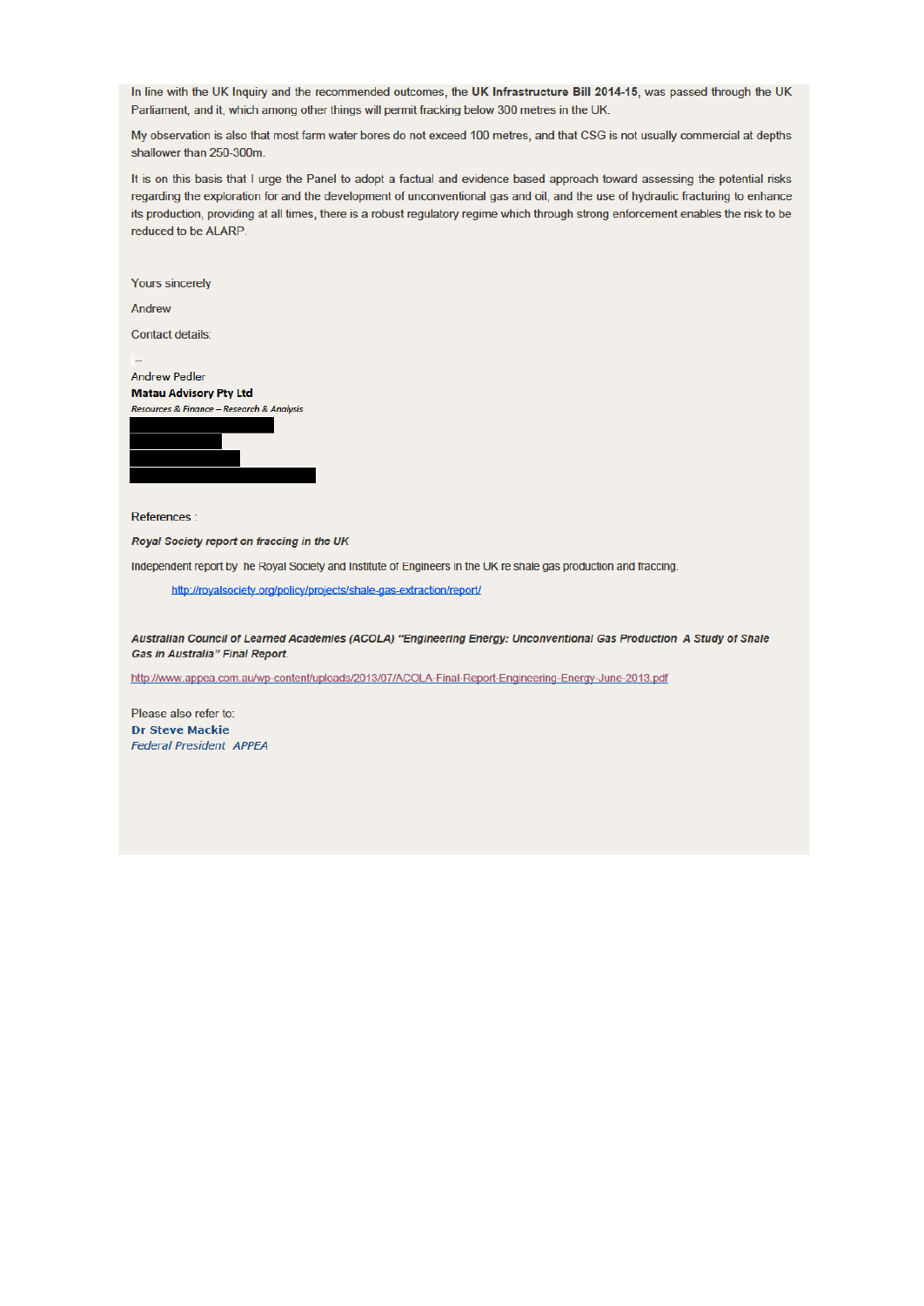In line with the UK Inquiry and the recommended outcomes, the **UK Infrastructure Bill 2014-15**, was passed through the UK Parliament, and it, which among other things will permit fracking below 300 metres in the UK.

My observation is also that most farm water bores do not exceed 100 metres, and that CSG is not usually commercial at depths shallower than 250-300m.

It is on this basis that I urge the Panel to adopt a factual and evidence based approach toward assessing the potential risks regarding the exploration for and the development of unconventional gas and oil, and the use of hydraulic fracturing to enhance its production, providing at all times, there is a robust regulatory regime which through strong enforcement enables the risk to be reduced to be ALARP.

Yours sincerely

Andrew

Contact details:

--
Andrew Pedler
**Matau Advisory Pty Ltd**
*Resources & Finance – Research & Analysis*

References :

***Royal Society report on fraccing in the UK***

Independent report by he Royal Society and Institute of Engineers in the UK re shale gas production and fraccing.

http://royalsociety.org/policy/projects/shale-gas-extraction/report/

***Australian Council of Learned Academies (ACOLA) "Engineering Energy: Unconventional Gas Production A Study of Shale Gas in Australia" Final Report.***

http://www.appea.com.au/wp-content/uploads/2013/07/ACOLA-Final-Report-Engineering-Energy-June-2013.pdf

Please also refer to:
**Dr Steve Mackie**
*Federal President APPEA*